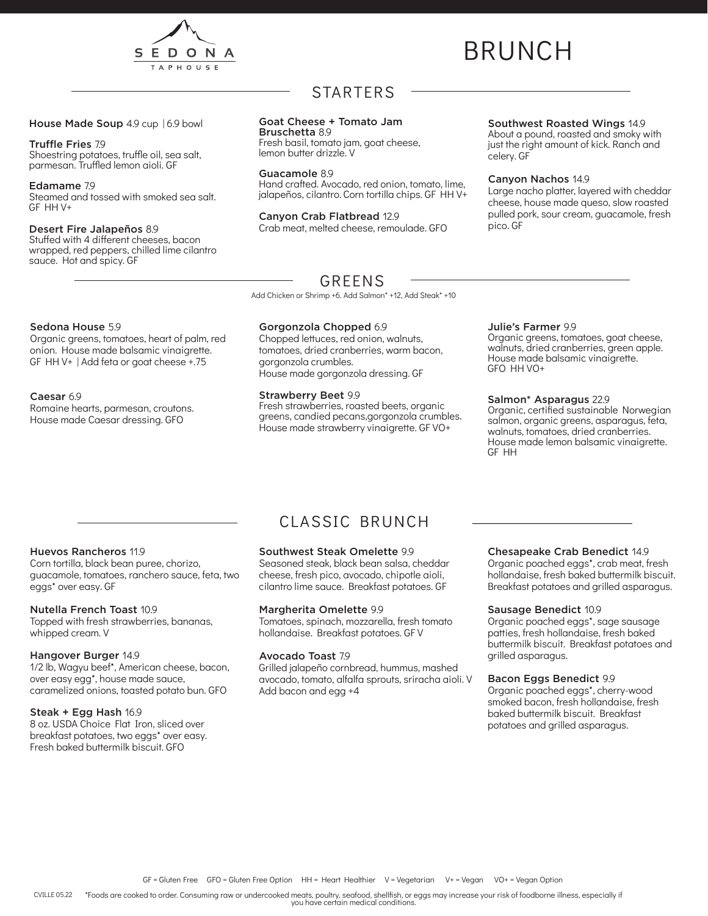# SEDONA TAPHOUSE

# BRUNCH

## STARTERS

**House Made Soup** 4.9 cup | 6.9 bowl

**Truffle Fries** 7.9
Shoestring potatoes, truffle oil, sea salt, parmesan. Truffled lemon aioli. GF

**Edamame** 7.9
Steamed and tossed with smoked sea salt. GF HH V+

**Desert Fire Jalapeños** 8.9
Stuffed with 4 different cheeses, bacon wrapped, red peppers, chilled lime cilantro sauce. Hot and spicy. GF

**Goat Cheese + Tomato Jam Bruschetta** 8.9
Fresh basil, tomato jam, goat cheese, lemon butter drizzle. V

**Guacamole** 8.9
Hand crafted. Avocado, red onion, tomato, lime, jalapeños, cilantro. Corn tortilla chips. GF HH V+

**Canyon Crab Flatbread** 12.9
Crab meat, melted cheese, remoulade. GFO

**Southwest Roasted Wings** 14.9
About a pound, roasted and smoky with just the right amount of kick. Ranch and celery. GF

**Canyon Nachos** 14.9
Large nacho platter, layered with cheddar cheese, house made queso, slow roasted pulled pork, sour cream, guacamole, fresh pico. GF

## GREENS

Add Chicken or Shrimp +6. Add Salmon* +12, Add Steak* +10

**Sedona House** 5.9
Organic greens, tomatoes, heart of palm, red onion. House made balsamic vinaigrette. GF HH V+ | Add feta or goat cheese +.75

**Caesar** 6.9
Romaine hearts, parmesan, croutons. House made Caesar dressing. GFO

**Gorgonzola Chopped** 6.9
Chopped lettuces, red onion, walnuts, tomatoes, dried cranberries, warm bacon, gorgonzola crumbles.
House made gorgonzola dressing. GF

**Strawberry Beet** 9.9
Fresh strawberries, roasted beets, organic greens, candied pecans,gorgonzola crumbles. House made strawberry vinaigrette. GF VO+

**Julie's Farmer** 9.9
Organic greens, tomatoes, goat cheese, walnuts, dried cranberries, green apple. House made balsamic vinaigrette. GFO HH VO+

**Salmon* Asparagus** 22.9
Organic, certified sustainable Norwegian salmon, organic greens, asparagus, feta, walnuts, tomatoes, dried cranberries. House made lemon balsamic vinaigrette. GF HH

## CLASSIC BRUNCH

**Huevos Rancheros** 11.9
Corn tortilla, black bean puree, chorizo, guacamole, tomatoes, ranchero sauce, feta, two eggs* over easy. GF

**Nutella French Toast** 10.9
Topped with fresh strawberries, bananas, whipped cream. V

**Hangover Burger** 14.9
1/2 lb, Wagyu beef*, American cheese, bacon, over easy egg*, house made sauce, caramelized onions, toasted potato bun. GFO

**Steak + Egg Hash** 16.9
8 oz. USDA Choice Flat Iron, sliced over breakfast potatoes, two eggs* over easy. Fresh baked buttermilk biscuit. GFO

**Southwest Steak Omelette** 9.9
Seasoned steak, black bean salsa, cheddar cheese, fresh pico, avocado, chipotle aioli, cilantro lime sauce. Breakfast potatoes. GF

**Margherita Omelette** 9.9
Tomatoes, spinach, mozzarella, fresh tomato hollandaise. Breakfast potatoes. GF V

**Avocado Toast** 7.9
Grilled jalapeño cornbread, hummus, mashed avocado, tomato, alfalfa sprouts, sriracha aioli. V
Add bacon and egg +4

**Chesapeake Crab Benedict** 14.9
Organic poached eggs*, crab meat, fresh hollandaise, fresh baked buttermilk biscuit. Breakfast potatoes and grilled asparagus.

**Sausage Benedict** 10.9
Organic poached eggs*, sage sausage patties, fresh hollandaise, fresh baked buttermilk biscuit. Breakfast potatoes and grilled asparagus.

**Bacon Eggs Benedict** 9.9
Organic poached eggs*, cherry-wood smoked bacon, fresh hollandaise, fresh baked buttermilk biscuit. Breakfast potatoes and grilled asparagus.

GF = Gluten Free GFO = Gluten Free Option HH = Heart Healthier V = Vegetarian V+ = Vegan VO+ = Vegan Option

CVILLE 05.22 *Foods are cooked to order. Consuming raw or undercooked meats, poultry, seafood, shellfish, or eggs may increase your risk of foodborne illness, especially if you have certain medical conditions.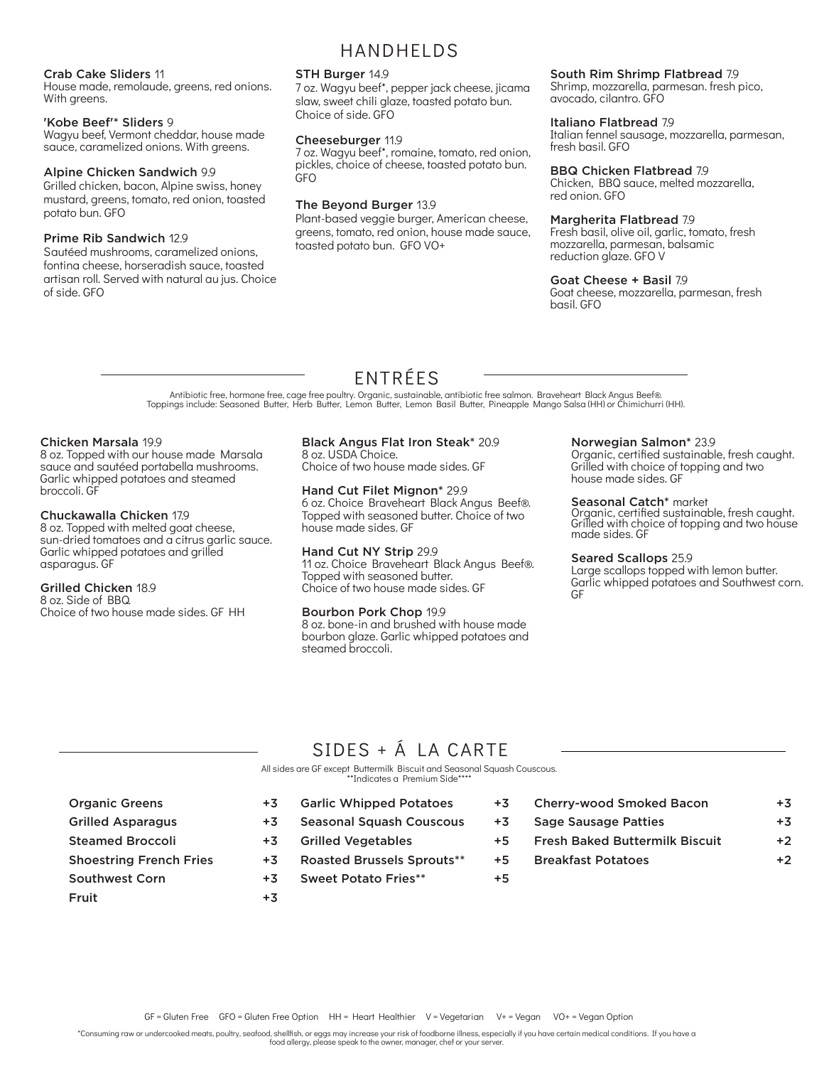## HANDHELDS

**Crab Cake Sliders** 11
House made, remolaude, greens, red onions. With greens.

**'Kobe Beef'* Sliders** 9
Wagyu beef, Vermont cheddar, house made sauce, caramelized onions. With greens.

**Alpine Chicken Sandwich** 9.9
Grilled chicken, bacon, Alpine swiss, honey mustard, greens, tomato, red onion, toasted potato bun. GFO

**Prime Rib Sandwich** 12.9
Sautéed mushrooms, caramelized onions, fontina cheese, horseradish sauce, toasted artisan roll. Served with natural au jus. Choice of side. GFO

**STH Burger** 14.9
7 oz. Wagyu beef*, pepper jack cheese, jicama slaw, sweet chili glaze, toasted potato bun. Choice of side. GFO

**Cheeseburger** 11.9
7 oz. Wagyu beef*, romaine, tomato, red onion, pickles, choice of cheese, toasted potato bun. GFO

**The Beyond Burger** 13.9
Plant-based veggie burger, American cheese, greens, tomato, red onion, house made sauce, toasted potato bun. GFO VO+

**South Rim Shrimp Flatbread** 7.9
Shrimp, mozzarella, parmesan. fresh pico, avocado, cilantro. GFO

**Italiano Flatbread** 7.9
Italian fennel sausage, mozzarella, parmesan, fresh basil. GFO

**BBQ Chicken Flatbread** 7.9
Chicken, BBQ sauce, melted mozzarella, red onion. GFO

**Margherita Flatbread** 7.9
Fresh basil, olive oil, garlic, tomato, fresh mozzarella, parmesan, balsamic reduction glaze. GFO V

**Goat Cheese + Basil** 7.9
Goat cheese, mozzarella, parmesan, fresh basil. GFO

## ENTRÉES

Antibiotic free, hormone free, cage free poultry. Organic, sustainable, antibiotic free salmon. Braveheart Black Angus Beef®.
Toppings include: Seasoned Butter, Herb Butter, Lemon Butter, Lemon Basil Butter, Pineapple Mango Salsa (HH) or Chimichurri (HH).

**Chicken Marsala** 19.9
8 oz. Topped with our house made Marsala sauce and sautéed portabella mushrooms. Garlic whipped potatoes and steamed broccoli. GF

**Chuckawalla Chicken** 17.9
8 oz. Topped with melted goat cheese, sun-dried tomatoes and a citrus garlic sauce. Garlic whipped potatoes and grilled asparagus. GF

**Grilled Chicken** 18.9
8 oz. Side of BBQ.
Choice of two house made sides. GF HH

**Black Angus Flat Iron Steak*** 20.9
8 oz. USDA Choice.
Choice of two house made sides. GF

**Hand Cut Filet Mignon*** 29.9
6 oz. Choice Braveheart Black Angus Beef®. Topped with seasoned butter. Choice of two house made sides. GF

**Hand Cut NY Strip** 29.9
11 oz. Choice Braveheart Black Angus Beef®. Topped with seasoned butter.
Choice of two house made sides. GF

**Bourbon Pork Chop** 19.9
8 oz. bone-in and brushed with house made bourbon glaze. Garlic whipped potatoes and steamed broccoli.

**Norwegian Salmon*** 23.9
Organic, certified sustainable, fresh caught. Grilled with choice of topping and two house made sides. GF

**Seasonal Catch*** market
Organic, certified sustainable, fresh caught. Grilled with choice of topping and two house made sides. GF

**Seared Scallops** 25.9
Large scallops topped with lemon butter. Garlic whipped potatoes and Southwest corn. GF

## SIDES + Á LA CARTE

All sides are GF except Buttermilk Biscuit and Seasonal Squash Couscous.
**Indicates a Premium Side****

| Item | Price |
|---|---|
| Organic Greens | +3 |
| Grilled Asparagus | +3 |
| Steamed Broccoli | +3 |
| Shoestring French Fries | +3 |
| Southwest Corn | +3 |
| Fruit | +3 |
| Garlic Whipped Potatoes | +3 |
| Seasonal Squash Couscous | +3 |
| Grilled Vegetables | +5 |
| Roasted Brussels Sprouts** | +5 |
| Sweet Potato Fries** | +5 |
| Cherry-wood Smoked Bacon | +3 |
| Sage Sausage Patties | +3 |
| Fresh Baked Buttermilk Biscuit | +2 |
| Breakfast Potatoes | +2 |

GF = Gluten Free GFO = Gluten Free Option HH = Heart Healthier V = Vegetarian V+ = Vegan VO+ = Vegan Option

*Consuming raw or undercooked meats, poultry, seafood, shellfish, or eggs may increase your risk of foodborne illness, especially if you have certain medical conditions. If you have a food allergy, please speak to the owner, manager, chef or your server.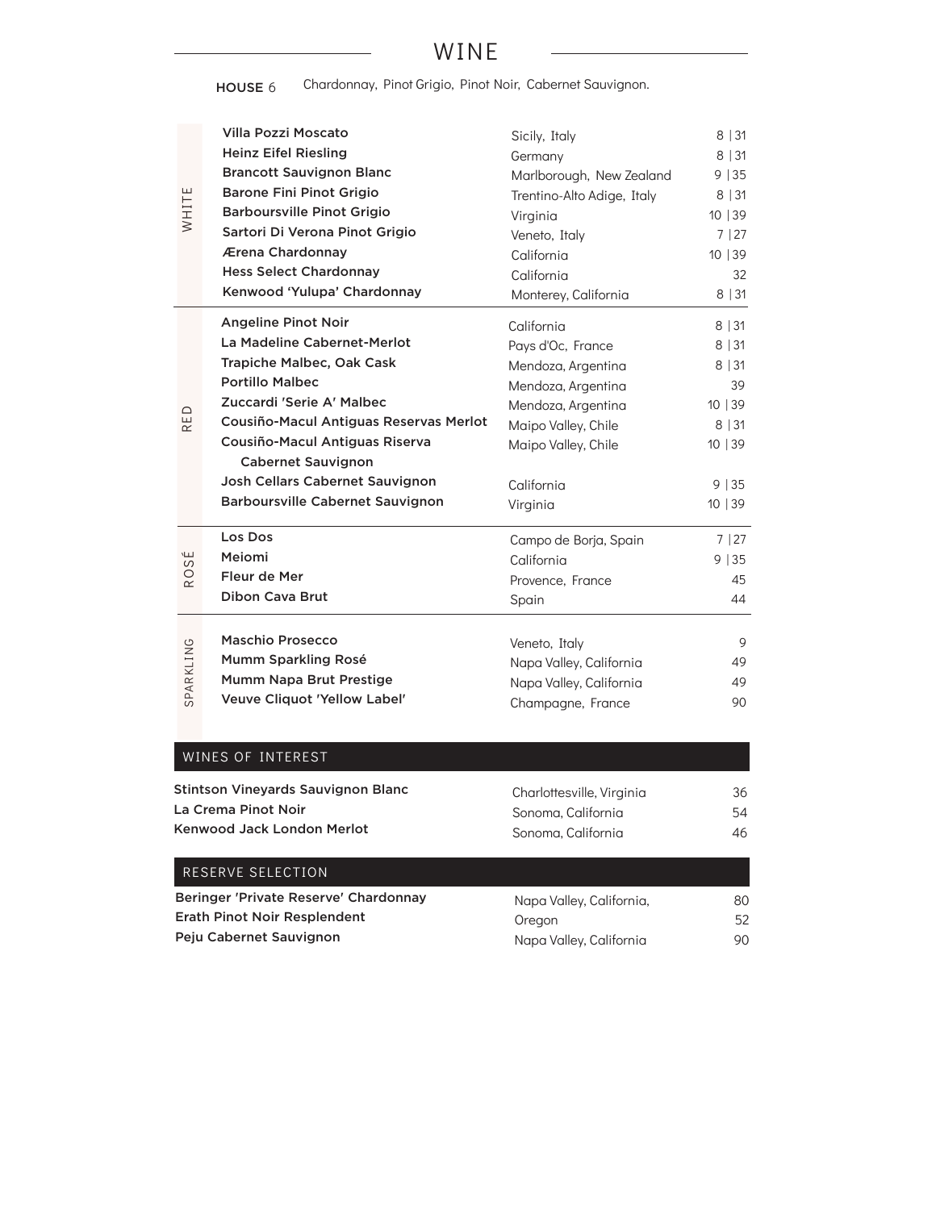# WINE

**HOUSE** 6 Chardonnay, Pinot Grigio, Pinot Noir, Cabernet Sauvignon.

## WHITE

| Wine | Region | Price |
|---|---|---|
| **Villa Pozzi Moscato** | Sicily, Italy | 8 \| 31 |
| **Heinz Eifel Riesling** | Germany | 8 \| 31 |
| **Brancott Sauvignon Blanc** | Marlborough, New Zealand | 9 \| 35 |
| **Barone Fini Pinot Grigio** | Trentino-Alto Adige, Italy | 8 \| 31 |
| **Barboursville Pinot Grigio** | Virginia | 10 \| 39 |
| **Sartori Di Verona Pinot Grigio** | Veneto, Italy | 7 \| 27 |
| **Ærena Chardonnay** | California | 10 \| 39 |
| **Hess Select Chardonnay** | California | 32 |
| **Kenwood 'Yulupa' Chardonnay** | Monterey, California | 8 \| 31 |

## RED

| Wine | Region | Price |
|---|---|---|
| **Angeline Pinot Noir** | California | 8 \| 31 |
| **La Madeline Cabernet-Merlot** | Pays d'Oc, France | 8 \| 31 |
| **Trapiche Malbec, Oak Cask** | Mendoza, Argentina | 8 \| 31 |
| **Portillo Malbec** | Mendoza, Argentina | 39 |
| **Zuccardi 'Serie A' Malbec** | Mendoza, Argentina | 10 \| 39 |
| **Cousiño-Macul Antiguas Reservas Merlot** | Maipo Valley, Chile | 8 \| 31 |
| **Cousiño-Macul Antiguas Riserva Cabernet Sauvignon** | Maipo Valley, Chile | 10 \| 39 |
| **Josh Cellars Cabernet Sauvignon** | California | 9 \| 35 |
| **Barboursville Cabernet Sauvignon** | Virginia | 10 \| 39 |

## ROSÉ

| Wine | Region | Price |
|---|---|---|
| **Los Dos** | Campo de Borja, Spain | 7 \| 27 |
| **Meiomi** | California | 9 \| 35 |
| **Fleur de Mer** | Provence, France | 45 |
| **Dibon Cava Brut** | Spain | 44 |

## SPARKLING

| Wine | Region | Price |
|---|---|---|
| **Maschio Prosecco** | Veneto, Italy | 9 |
| **Mumm Sparkling Rosé** | Napa Valley, California | 49 |
| **Mumm Napa Brut Prestige** | Napa Valley, California | 49 |
| **Veuve Cliquot 'Yellow Label'** | Champagne, France | 90 |

## WINES OF INTEREST

| Wine | Region | Price |
|---|---|---|
| **Stintson Vineyards Sauvignon Blanc** | Charlottesville, Virginia | 36 |
| **La Crema Pinot Noir** | Sonoma, California | 54 |
| **Kenwood Jack London Merlot** | Sonoma, California | 46 |

## RESERVE SELECTION

| Wine | Region | Price |
|---|---|---|
| **Beringer 'Private Reserve' Chardonnay** | Napa Valley, California, | 80 |
| **Erath Pinot Noir Resplendent** | Oregon | 52 |
| **Peju Cabernet Sauvignon** | Napa Valley, California | 90 |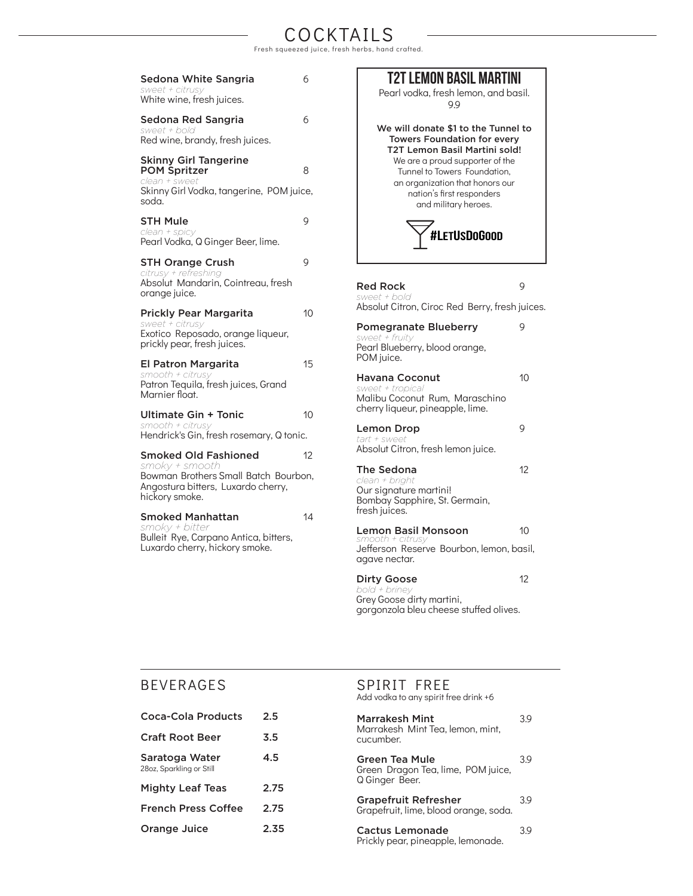# COCKTAILS

Fresh squeezed juice, fresh herbs, hand crafted.

**Sedona White Sangria** 6
*sweet + citrusy*
White wine, fresh juices.

**Sedona Red Sangria** 6
*sweet + bold*
Red wine, brandy, fresh juices.

**Skinny Girl Tangerine POM Spritzer** 8
*clean + sweet*
Skinny Girl Vodka, tangerine, POM juice, soda.

**STH Mule** 9
*clean + spicy*
Pearl Vodka, Q Ginger Beer, lime.

**STH Orange Crush** 9
*citrusy + refreshing*
Absolut Mandarin, Cointreau, fresh orange juice.

**Prickly Pear Margarita** 10
*sweet + citrusy*
Exotico Reposado, orange liqueur, prickly pear, fresh juices.

**El Patron Margarita** 15
*smooth + citrusy*
Patron Tequila, fresh juices, Grand Marnier float.

**Ultimate Gin + Tonic** 10
*smooth + citrusy*
Hendrick's Gin, fresh rosemary, Q tonic.

**Smoked Old Fashioned** 12
*smoky + smooth*
Bowman Brothers Small Batch Bourbon, Angostura bitters, Luxardo cherry, hickory smoke.

**Smoked Manhattan** 14
*smoky + bitter*
Bulleit Rye, Carpano Antica, bitters, Luxardo cherry, hickory smoke.

## T2T LEMON BASIL MARTINI

Pearl vodka, fresh lemon, and basil.
9.9

**We will donate $1 to the Tunnel to Towers Foundation for every T2T Lemon Basil Martini sold!**
We are a proud supporter of the Tunnel to Towers Foundation, an organization that honors our nation's first responders and military heroes.

#LetUsDoGood

**Red Rock** 9
*sweet + bold*
Absolut Citron, Ciroc Red Berry, fresh juices.

**Pomegranate Blueberry** 9
*sweet + fruity*
Pearl Blueberry, blood orange, POM juice.

**Havana Coconut** 10
*sweet + tropical*
Malibu Coconut Rum, Maraschino cherry liqueur, pineapple, lime.

**Lemon Drop** 9
*tart + sweet*
Absolut Citron, fresh lemon juice.

**The Sedona** 12
*clean + bright*
Our signature martini!
Bombay Sapphire, St. Germain, fresh juices.

**Lemon Basil Monsoon** 10
*smooth + citrusy*
Jefferson Reserve Bourbon, lemon, basil, agave nectar.

**Dirty Goose** 12
*bold + briney*
Grey Goose dirty martini, gorgonzola bleu cheese stuffed olives.

# BEVERAGES

**Coca-Cola Products** 2.5

**Craft Root Beer** 3.5

**Saratoga Water** 4.5
28oz, Sparkling or Still

**Mighty Leaf Teas** 2.75

**French Press Coffee** 2.75

**Orange Juice** 2.35

# SPIRIT FREE

Add vodka to any spirit free drink +6

**Marrakesh Mint** 3.9
Marrakesh Mint Tea, lemon, mint, cucumber.

**Green Tea Mule** 3.9
Green Dragon Tea, lime, POM juice, Q Ginger Beer.

**Grapefruit Refresher** 3.9
Grapefruit, lime, blood orange, soda.

**Cactus Lemonade** 3.9
Prickly pear, pineapple, lemonade.